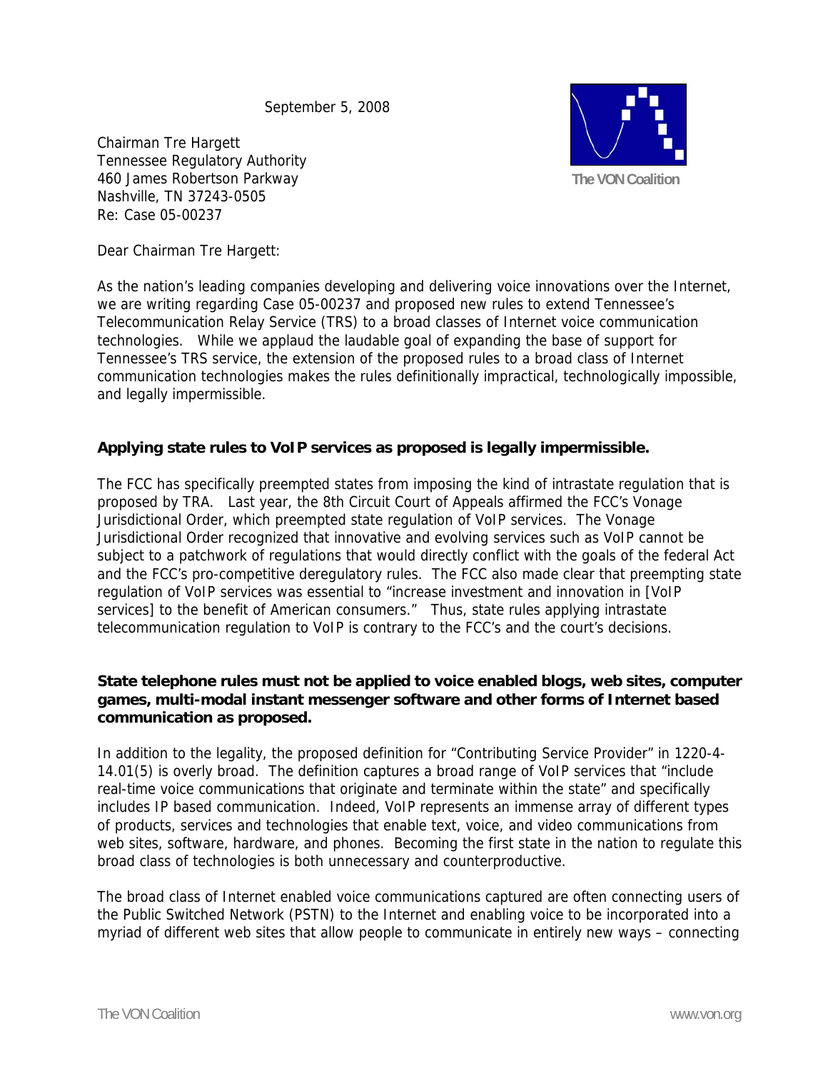September 5, 2008

The VON Coalition

Chairman Tre Hargett
Tennessee Regulatory Authority
460 James Robertson Parkway
Nashville, TN 37243-0505
Re: Case 05-00237

Dear Chairman Tre Hargett:

As the nation's leading companies developing and delivering voice innovations over the Internet, we are writing regarding Case 05-00237 and proposed new rules to extend Tennessee's Telecommunication Relay Service (TRS) to a broad classes of Internet voice communication technologies. While we applaud the laudable goal of expanding the base of support for Tennessee's TRS service, the extension of the proposed rules to a broad class of Internet communication technologies makes the rules definitionally impractical, technologically impossible, and legally impermissible.

**Applying state rules to VoIP services as proposed is legally impermissible.**

The FCC has specifically preempted states from imposing the kind of intrastate regulation that is proposed by TRA. Last year, the 8th Circuit Court of Appeals affirmed the FCC's Vonage Jurisdictional Order, which preempted state regulation of VoIP services. The Vonage Jurisdictional Order recognized that innovative and evolving services such as VoIP cannot be subject to a patchwork of regulations that would directly conflict with the goals of the federal Act and the FCC's pro-competitive deregulatory rules. The FCC also made clear that preempting state regulation of VoIP services was essential to "increase investment and innovation in [VoIP services] to the benefit of American consumers." Thus, state rules applying intrastate telecommunication regulation to VoIP is contrary to the FCC's and the court's decisions.

**State telephone rules must not be applied to voice enabled blogs, web sites, computer games, multi-modal instant messenger software and other forms of Internet based communication as proposed.**

In addition to the legality, the proposed definition for "Contributing Service Provider" in 1220-4-14.01(5) is overly broad. The definition captures a broad range of VoIP services that "include real-time voice communications that originate and terminate within the state" and specifically includes IP based communication. Indeed, VoIP represents an immense array of different types of products, services and technologies that enable text, voice, and video communications from web sites, software, hardware, and phones. Becoming the first state in the nation to regulate this broad class of technologies is both unnecessary and counterproductive.

The broad class of Internet enabled voice communications captured are often connecting users of the Public Switched Network (PSTN) to the Internet and enabling voice to be incorporated into a myriad of different web sites that allow people to communicate in entirely new ways – connecting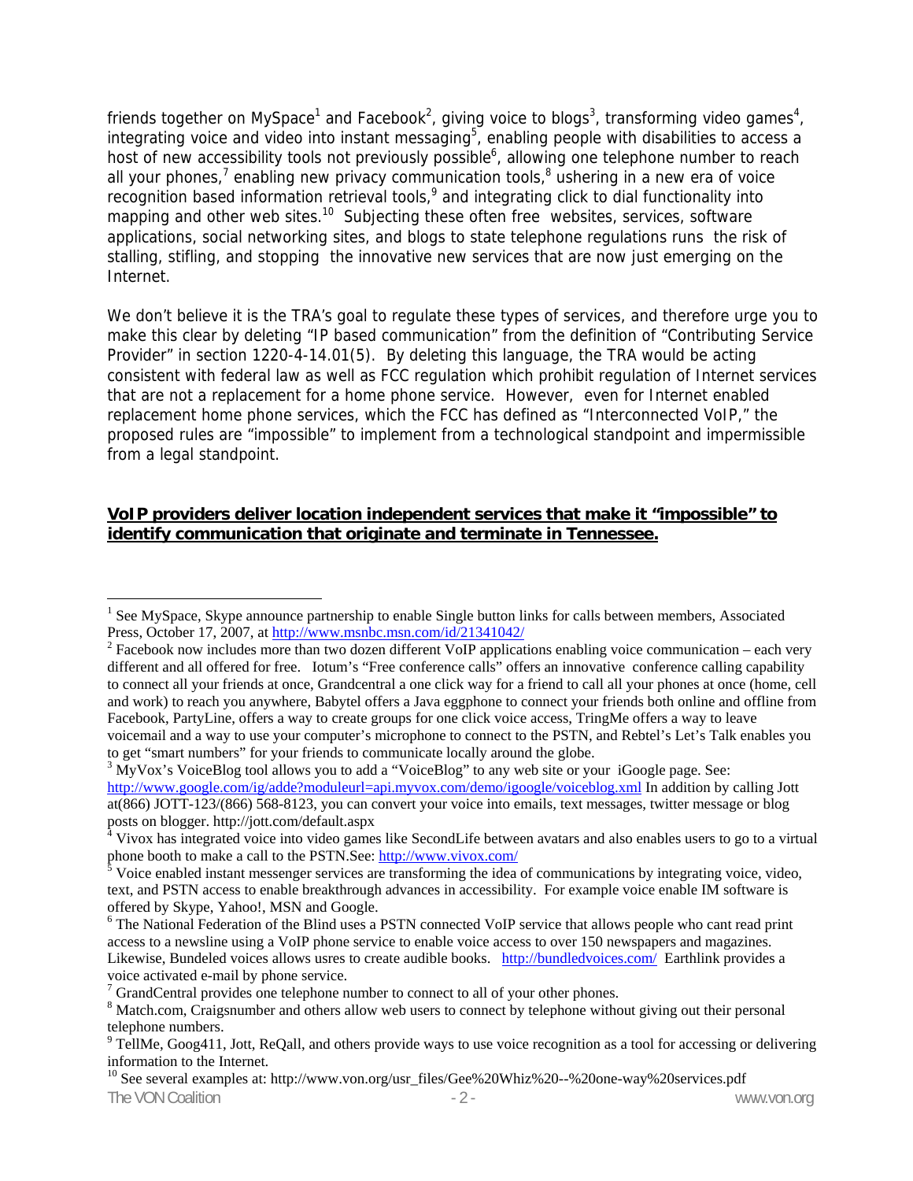friends together on MySpace[1] and Facebook[2], giving voice to blogs[3], transforming video games[4], integrating voice and video into instant messaging[5], enabling people with disabilities to access a host of new accessibility tools not previously possible[6], allowing one telephone number to reach all your phones,[7] enabling new privacy communication tools,[8] ushering in a new era of voice recognition based information retrieval tools,[9] and integrating click to dial functionality into mapping and other web sites.[10] Subjecting these often free websites, services, software applications, social networking sites, and blogs to state telephone regulations runs the risk of stalling, stifling, and stopping the innovative new services that are now just emerging on the Internet.

We don't believe it is the TRA's goal to regulate these types of services, and therefore urge you to make this clear by deleting "IP based communication" from the definition of "Contributing Service Provider" in section 1220-4-14.01(5). By deleting this language, the TRA would be acting consistent with federal law as well as FCC regulation which prohibit regulation of Internet services that are not a replacement for a home phone service. However, even for Internet enabled replacement home phone services, which the FCC has defined as "Interconnected VoIP," the proposed rules are "impossible" to implement from a technological standpoint and impermissible from a legal standpoint.

**VoIP providers deliver location independent services that make it "impossible" to identify communication that originate and terminate in Tennessee.**

---

[1] See MySpace, Skype announce partnership to enable Single button links for calls between members, Associated Press, October 17, 2007, at http://www.msnbc.msn.com/id/21341042/

[2] Facebook now includes more than two dozen different VoIP applications enabling voice communication – each very different and all offered for free. Iotum's "Free conference calls" offers an innovative conference calling capability to connect all your friends at once, Grandcentral a one click way for a friend to call all your phones at once (home, cell and work) to reach you anywhere, Babytel offers a Java eggphone to connect your friends both online and offline from Facebook, PartyLine, offers a way to create groups for one click voice access, TringMe offers a way to leave voicemail and a way to use your computer's microphone to connect to the PSTN, and Rebtel's Let's Talk enables you to get "smart numbers" for your friends to communicate locally around the globe.

[3] MyVox's VoiceBlog tool allows you to add a "VoiceBlog" to any web site or your iGoogle page. See: http://www.google.com/ig/adde?moduleurl=api.myvox.com/demo/igoogle/voiceblog.xml In addition by calling Jott at(866) JOTT-123/(866) 568-8123, you can convert your voice into emails, text messages, twitter message or blog posts on blogger. http://jott.com/default.aspx

[4] Vivox has integrated voice into video games like SecondLife between avatars and also enables users to go to a virtual phone booth to make a call to the PSTN.See: http://www.vivox.com/

[5] Voice enabled instant messenger services are transforming the idea of communications by integrating voice, video, text, and PSTN access to enable breakthrough advances in accessibility. For example voice enable IM software is offered by Skype, Yahoo!, MSN and Google.

[6] The National Federation of the Blind uses a PSTN connected VoIP service that allows people who cant read print access to a newsline using a VoIP phone service to enable voice access to over 150 newspapers and magazines. Likewise, Bundeled voices allows usres to create audible books. http://bundledvoices.com/ Earthlink provides a voice activated e-mail by phone service.

[7] GrandCentral provides one telephone number to connect to all of your other phones.

[8] Match.com, Craigsnumber and others allow web users to connect by telephone without giving out their personal telephone numbers.

[9] TellMe, Goog411, Jott, ReQall, and others provide ways to use voice recognition as a tool for accessing or delivering information to the Internet.

[10] See several examples at: http://www.von.org/usr_files/Gee%20Whiz%20--%20one-way%20services.pdf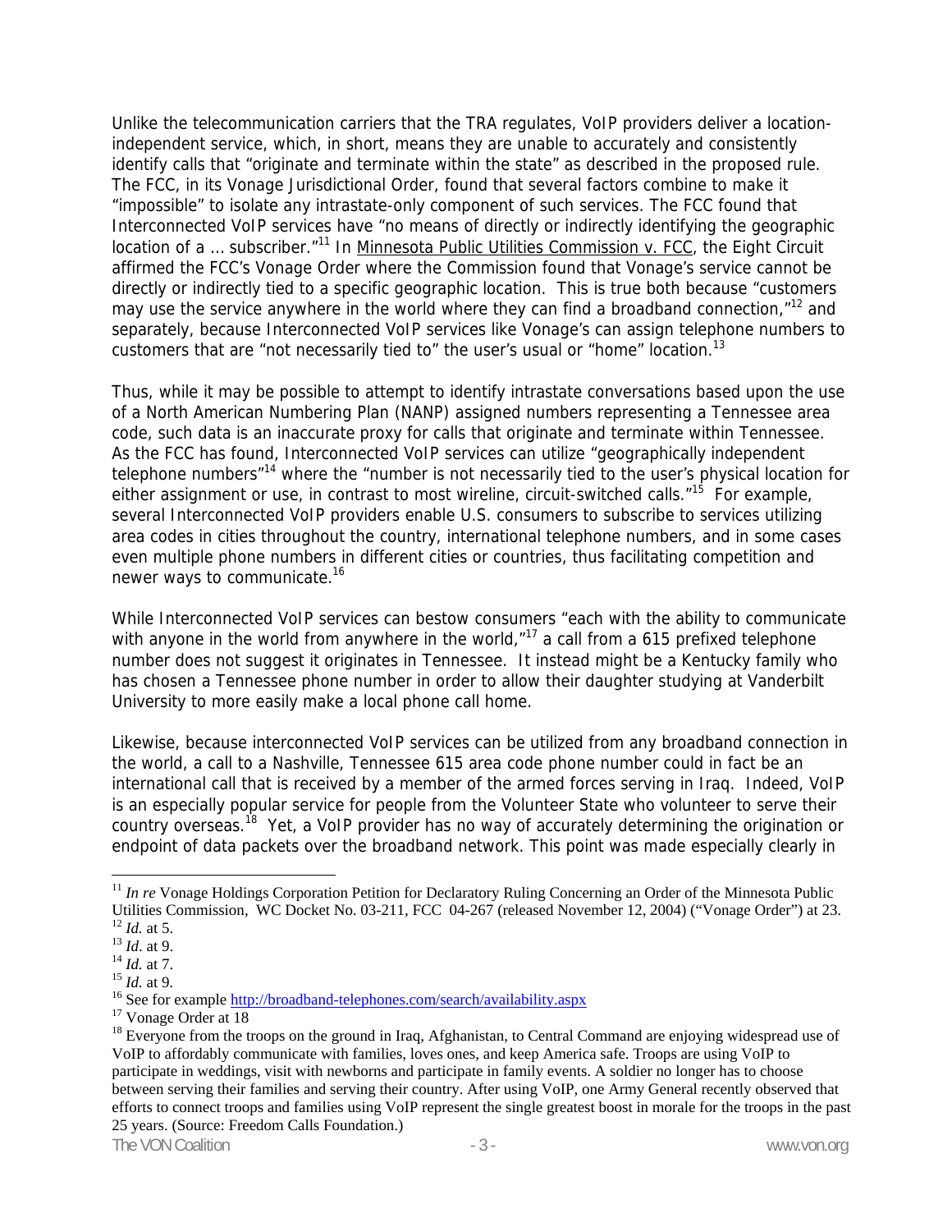Unlike the telecommunication carriers that the TRA regulates, VoIP providers deliver a location-independent service, which, in short, means they are unable to accurately and consistently identify calls that "originate and terminate within the state" as described in the proposed rule. The FCC, in its Vonage Jurisdictional Order, found that several factors combine to make it "impossible" to isolate any intrastate-only component of such services. The FCC found that Interconnected VoIP services have "no means of directly or indirectly identifying the geographic location of a … subscriber."[11] In Minnesota Public Utilities Commission v. FCC, the Eight Circuit affirmed the FCC's Vonage Order where the Commission found that Vonage's service cannot be directly or indirectly tied to a specific geographic location. This is true both because "customers may use the service anywhere in the world where they can find a broadband connection,"[12] and separately, because Interconnected VoIP services like Vonage's can assign telephone numbers to customers that are "not necessarily tied to" the user's usual or "home" location.[13]

Thus, while it may be possible to attempt to identify intrastate conversations based upon the use of a North American Numbering Plan (NANP) assigned numbers representing a Tennessee area code, such data is an inaccurate proxy for calls that originate and terminate within Tennessee. As the FCC has found, Interconnected VoIP services can utilize "geographically independent telephone numbers"[14] where the "number is not necessarily tied to the user's physical location for either assignment or use, in contrast to most wireline, circuit-switched calls."[15] For example, several Interconnected VoIP providers enable U.S. consumers to subscribe to services utilizing area codes in cities throughout the country, international telephone numbers, and in some cases even multiple phone numbers in different cities or countries, thus facilitating competition and newer ways to communicate.[16]

While Interconnected VoIP services can bestow consumers "each with the ability to communicate with anyone in the world from anywhere in the world,"[17] a call from a 615 prefixed telephone number does not suggest it originates in Tennessee. It instead might be a Kentucky family who has chosen a Tennessee phone number in order to allow their daughter studying at Vanderbilt University to more easily make a local phone call home.

Likewise, because interconnected VoIP services can be utilized from any broadband connection in the world, a call to a Nashville, Tennessee 615 area code phone number could in fact be an international call that is received by a member of the armed forces serving in Iraq. Indeed, VoIP is an especially popular service for people from the Volunteer State who volunteer to serve their country overseas.[18] Yet, a VoIP provider has no way of accurately determining the origination or endpoint of data packets over the broadband network. This point was made especially clearly in

---

[11] *In re* Vonage Holdings Corporation Petition for Declaratory Ruling Concerning an Order of the Minnesota Public Utilities Commission, WC Docket No. 03-211, FCC 04-267 (released November 12, 2004) ("Vonage Order") at 23.

[12] *Id.* at 5.

[13] *Id.* at 9.

[14] *Id.* at 7.

[15] *Id.* at 9.

[16] See for example http://broadband-telephones.com/search/availability.aspx

[17] Vonage Order at 18

[18] Everyone from the troops on the ground in Iraq, Afghanistan, to Central Command are enjoying widespread use of VoIP to affordably communicate with families, loves ones, and keep America safe. Troops are using VoIP to participate in weddings, visit with newborns and participate in family events. A soldier no longer has to choose between serving their families and serving their country. After using VoIP, one Army General recently observed that efforts to connect troops and families using VoIP represent the single greatest boost in morale for the troops in the past 25 years. (Source: Freedom Calls Foundation.)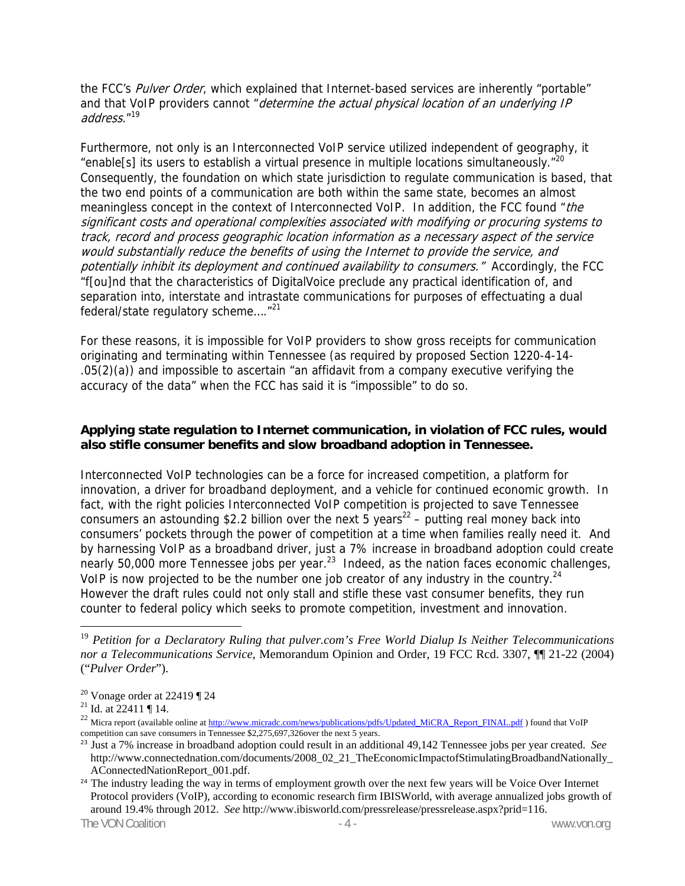the FCC's *Pulver Order*, which explained that Internet-based services are inherently "portable" and that VoIP providers cannot "*determine the actual physical location of an underlying IP address*."[19]

Furthermore, not only is an Interconnected VoIP service utilized independent of geography, it "enable[s] its users to establish a virtual presence in multiple locations simultaneously."[20] Consequently, the foundation on which state jurisdiction to regulate communication is based, that the two end points of a communication are both within the same state, becomes an almost meaningless concept in the context of Interconnected VoIP. In addition, the FCC found "*the significant costs and operational complexities associated with modifying or procuring systems to track, record and process geographic location information as a necessary aspect of the service would substantially reduce the benefits of using the Internet to provide the service, and potentially inhibit its deployment and continued availability to consumers.*" Accordingly, the FCC "f[ou]nd that the characteristics of DigitalVoice preclude any practical identification of, and separation into, interstate and intrastate communications for purposes of effectuating a dual federal/state regulatory scheme…."[21]

For these reasons, it is impossible for VoIP providers to show gross receipts for communication originating and terminating within Tennessee (as required by proposed Section 1220-4-14-.05(2)(a)) and impossible to ascertain "an affidavit from a company executive verifying the accuracy of the data" when the FCC has said it is "impossible" to do so.

**Applying state regulation to Internet communication, in violation of FCC rules, would also stifle consumer benefits and slow broadband adoption in Tennessee.**

Interconnected VoIP technologies can be a force for increased competition, a platform for innovation, a driver for broadband deployment, and a vehicle for continued economic growth. In fact, with the right policies Interconnected VoIP competition is projected to save Tennessee consumers an astounding $2.2 billion over the next 5 years[22] – putting real money back into consumers' pockets through the power of competition at a time when families really need it. And by harnessing VoIP as a broadband driver, just a 7% increase in broadband adoption could create nearly 50,000 more Tennessee jobs per year.[23] Indeed, as the nation faces economic challenges, VoIP is now projected to be the number one job creator of any industry in the country.[24] However the draft rules could not only stall and stifle these vast consumer benefits, they run counter to federal policy which seeks to promote competition, investment and innovation.

---

[19] *Petition for a Declaratory Ruling that pulver.com's Free World Dialup Is Neither Telecommunications nor a Telecommunications Service*, Memorandum Opinion and Order, 19 FCC Rcd. 3307, ¶¶ 21-22 (2004) ("*Pulver Order*").

[20] Vonage order at 22419 ¶ 24

[21] Id. at 22411 ¶ 14.

[22] Micra report (available online at http://www.micradc.com/news/publications/pdfs/Updated_MiCRA_Report_FINAL.pdf ) found that VoIP competition can save consumers in Tennessee $2,275,697,326over the next 5 years.

[23] Just a 7% increase in broadband adoption could result in an additional 49,142 Tennessee jobs per year created. *See* http://www.connectednation.com/documents/2008_02_21_TheEconomicImpactofStimulatingBroadbandNationally_AConnectedNationReport_001.pdf.

[24] The industry leading the way in terms of employment growth over the next few years will be Voice Over Internet Protocol providers (VoIP), according to economic research firm IBISWorld, with average annualized jobs growth of around 19.4% through 2012. *See* http://www.ibisworld.com/pressrelease/pressrelease.aspx?prid=116.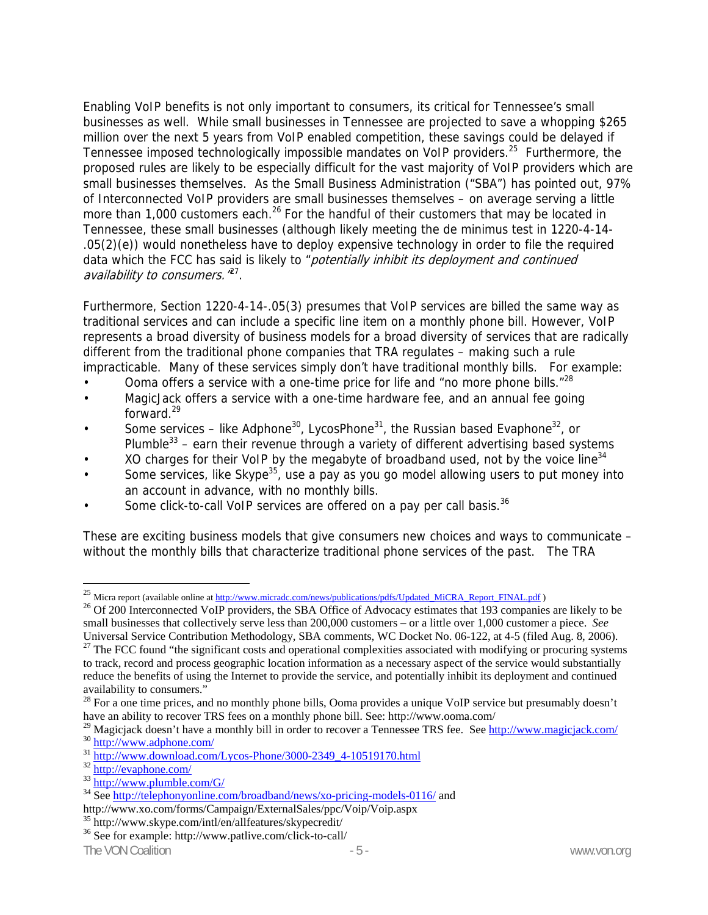Enabling VoIP benefits is not only important to consumers, its critical for Tennessee's small businesses as well. While small businesses in Tennessee are projected to save a whopping $265 million over the next 5 years from VoIP enabled competition, these savings could be delayed if Tennessee imposed technologically impossible mandates on VoIP providers.[25] Furthermore, the proposed rules are likely to be especially difficult for the vast majority of VoIP providers which are small businesses themselves. As the Small Business Administration ("SBA") has pointed out, 97% of Interconnected VoIP providers are small businesses themselves – on average serving a little more than 1,000 customers each.[26] For the handful of their customers that may be located in Tennessee, these small businesses (although likely meeting the de minimus test in 1220-4-14-.05(2)(e)) would nonetheless have to deploy expensive technology in order to file the required data which the FCC has said is likely to "*potentially inhibit its deployment and continued availability to consumers.*"[27].

Furthermore, Section 1220-4-14-.05(3) presumes that VoIP services are billed the same way as traditional services and can include a specific line item on a monthly phone bill. However, VoIP represents a broad diversity of business models for a broad diversity of services that are radically different from the traditional phone companies that TRA regulates – making such a rule impracticable. Many of these services simply don't have traditional monthly bills. For example:

- Ooma offers a service with a one-time price for life and "no more phone bills."[28]
- MagicJack offers a service with a one-time hardware fee, and an annual fee going forward.[29]
- Some services – like Adphone[30], LycosPhone[31], the Russian based Evaphone[32], or Plumble[33] – earn their revenue through a variety of different advertising based systems
- XO charges for their VoIP by the megabyte of broadband used, not by the voice line[34]
- Some services, like Skype[35], use a pay as you go model allowing users to put money into an account in advance, with no monthly bills.
- Some click-to-call VoIP services are offered on a pay per call basis.[36]

These are exciting business models that give consumers new choices and ways to communicate – without the monthly bills that characterize traditional phone services of the past. The TRA

---

[25] Micra report (available online at http://www.micradc.com/news/publications/pdfs/Updated_MiCRA_Report_FINAL.pdf )

[26] Of 200 Interconnected VoIP providers, the SBA Office of Advocacy estimates that 193 companies are likely to be small businesses that collectively serve less than 200,000 customers – or a little over 1,000 customer a piece. *See* Universal Service Contribution Methodology, SBA comments, WC Docket No. 06-122, at 4-5 (filed Aug. 8, 2006).

[27] The FCC found "the significant costs and operational complexities associated with modifying or procuring systems to track, record and process geographic location information as a necessary aspect of the service would substantially reduce the benefits of using the Internet to provide the service, and potentially inhibit its deployment and continued availability to consumers."

[28] For a one time prices, and no monthly phone bills, Ooma provides a unique VoIP service but presumably doesn't have an ability to recover TRS fees on a monthly phone bill. See: http://www.ooma.com/

[29] Magicjack doesn't have a monthly bill in order to recover a Tennessee TRS fee. See http://www.magicjack.com/

[30] http://www.adphone.com/

[31] http://www.download.com/Lycos-Phone/3000-2349_4-10519170.html

[32] http://evaphone.com/

[33] http://www.plumble.com/G/

[34] See http://telephonyonline.com/broadband/news/xo-pricing-models-0116/ and http://www.xo.com/forms/Campaign/ExternalSales/ppc/Voip/Voip.aspx

[35] http://www.skype.com/intl/en/allfeatures/skypecredit/

[36] See for example: http://www.patlive.com/click-to-call/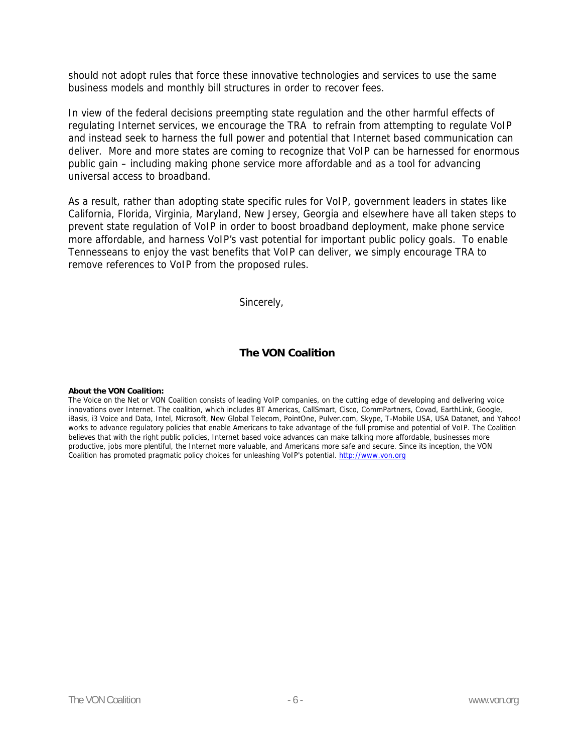should not adopt rules that force these innovative technologies and services to use the same business models and monthly bill structures in order to recover fees.

In view of the federal decisions preempting state regulation and the other harmful effects of regulating Internet services, we encourage the TRA to refrain from attempting to regulate VoIP and instead seek to harness the full power and potential that Internet based communication can deliver. More and more states are coming to recognize that VoIP can be harnessed for enormous public gain – including making phone service more affordable and as a tool for advancing universal access to broadband.

As a result, rather than adopting state specific rules for VoIP, government leaders in states like California, Florida, Virginia, Maryland, New Jersey, Georgia and elsewhere have all taken steps to prevent state regulation of VoIP in order to boost broadband deployment, make phone service more affordable, and harness VoIP's vast potential for important public policy goals. To enable Tennesseans to enjoy the vast benefits that VoIP can deliver, we simply encourage TRA to remove references to VoIP from the proposed rules.

Sincerely,

**The VON Coalition**

**About the VON Coalition:**
The Voice on the Net or VON Coalition consists of leading VoIP companies, on the cutting edge of developing and delivering voice innovations over Internet. The coalition, which includes BT Americas, CallSmart, Cisco, CommPartners, Covad, EarthLink, Google, iBasis, i3 Voice and Data, Intel, Microsoft, New Global Telecom, PointOne, Pulver.com, Skype, T-Mobile USA, USA Datanet, and Yahoo! works to advance regulatory policies that enable Americans to take advantage of the full promise and potential of VoIP. The Coalition believes that with the right public policies, Internet based voice advances can make talking more affordable, businesses more productive, jobs more plentiful, the Internet more valuable, and Americans more safe and secure. Since its inception, the VON Coalition has promoted pragmatic policy choices for unleashing VoIP's potential. http://www.von.org